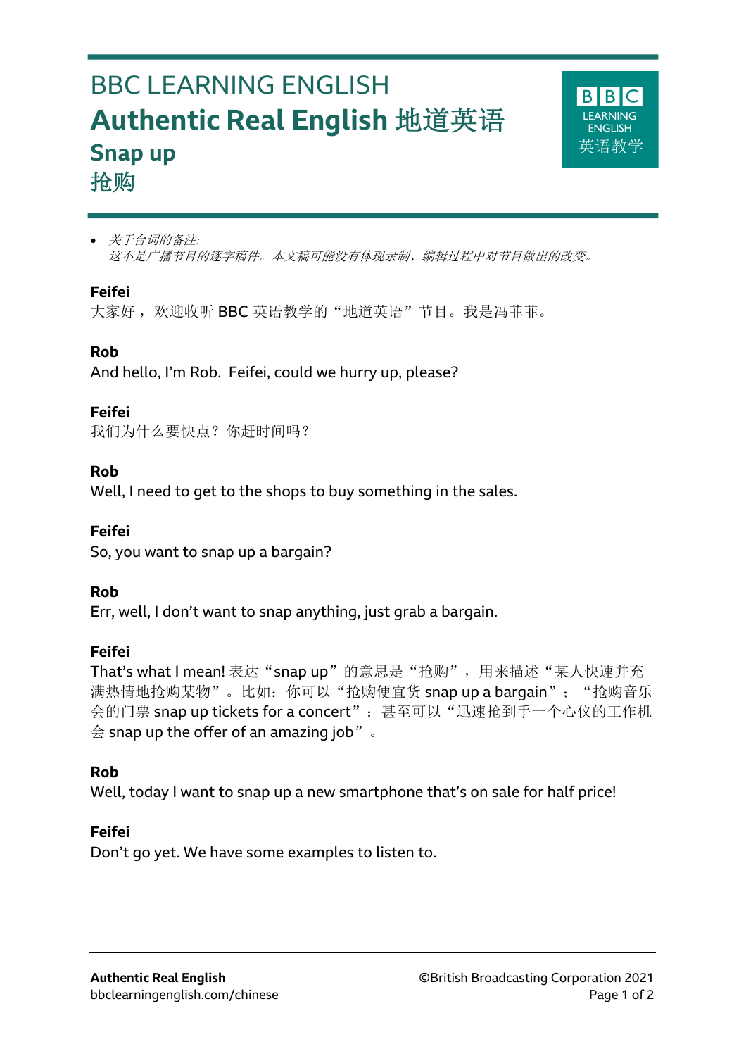# BBC LEARNING ENGLISH

# Authentic Real English 地道英语

## Snap up

## 抢购

- *关于台词的备注:*
  *这不是广播节目的逐字稿件。本文稿可能没有体现录制、编辑过程中对节目做出的改变。*

**Feifei**
大家好，欢迎收听 BBC 英语教学的“地道英语”节目。我是冯菲菲。

**Rob**
And hello, I'm Rob. Feifei, could we hurry up, please?

**Feifei**
我们为什么要快点？你赶时间吗？

**Rob**
Well, I need to get to the shops to buy something in the sales.

**Feifei**
So, you want to snap up a bargain?

**Rob**
Err, well, I don't want to snap anything, just grab a bargain.

**Feifei**
That's what I mean! 表达“snap up”的意思是“抢购”，用来描述“某人快速并充满热情地抢购某物”。比如：你可以“抢购便宜货 snap up a bargain”；“抢购音乐会的门票 snap up tickets for a concert”；甚至可以“迅速抢到手一个心仪的工作机会 snap up the offer of an amazing job”。

**Rob**
Well, today I want to snap up a new smartphone that's on sale for half price!

**Feifei**
Don't go yet. We have some examples to listen to.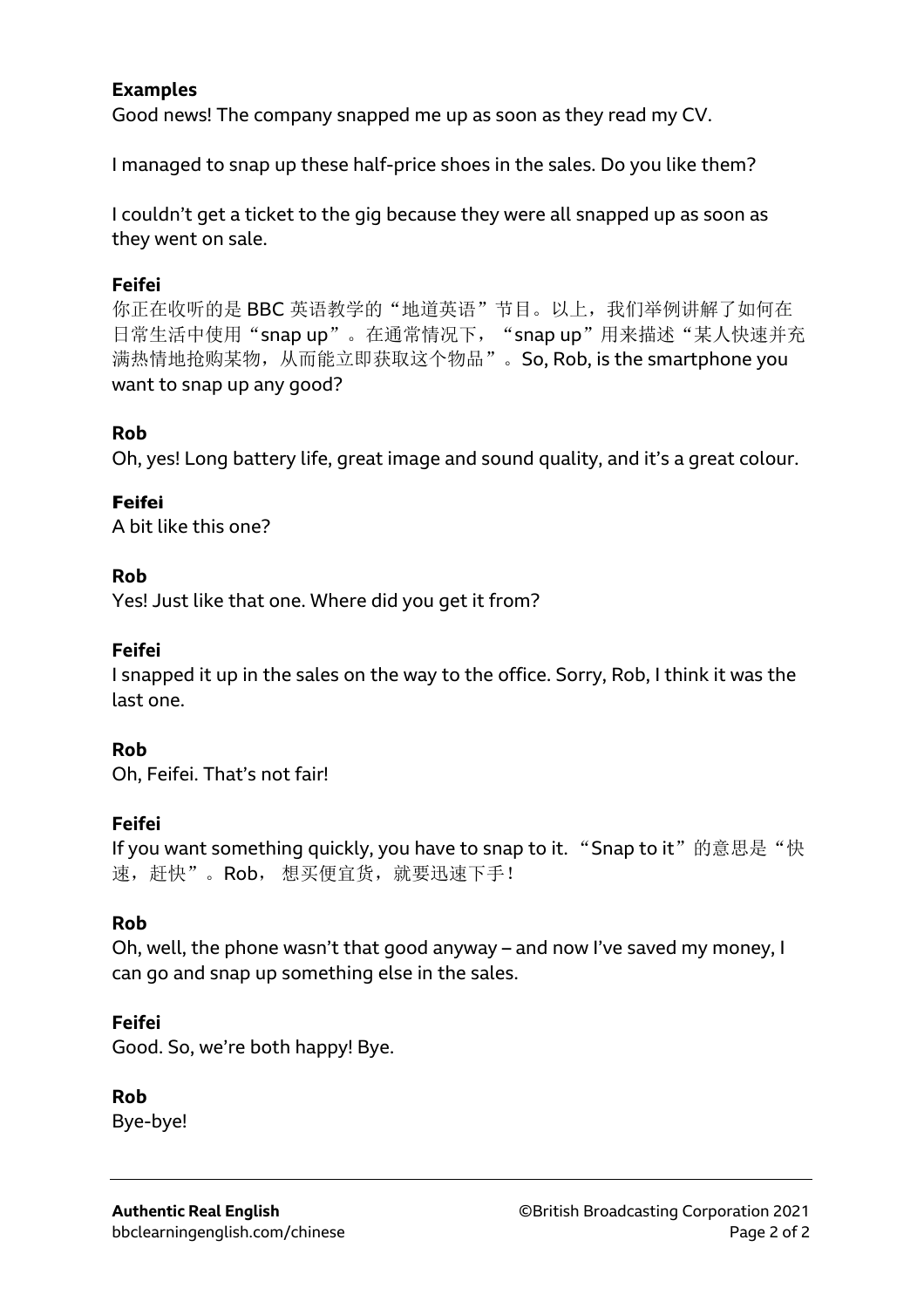**Examples**

Good news! The company snapped me up as soon as they read my CV.

I managed to snap up these half-price shoes in the sales. Do you like them?

I couldn't get a ticket to the gig because they were all snapped up as soon as they went on sale.

**Feifei**

你正在收听的是 BBC 英语教学的"地道英语"节目。以上，我们举例讲解了如何在日常生活中使用"snap up"。在通常情况下，"snap up"用来描述"某人快速并充满热情地抢购某物，从而能立即获取这个物品"。So, Rob, is the smartphone you want to snap up any good?

**Rob**

Oh, yes! Long battery life, great image and sound quality, and it's a great colour.

**Feifei**

A bit like this one?

**Rob**

Yes! Just like that one. Where did you get it from?

**Feifei**

I snapped it up in the sales on the way to the office. Sorry, Rob, I think it was the last one.

**Rob**

Oh, Feifei. That's not fair!

**Feifei**

If you want something quickly, you have to snap to it. "Snap to it"的意思是"快速，赶快"。Rob， 想买便宜货，就要迅速下手！

**Rob**

Oh, well, the phone wasn't that good anyway – and now I've saved my money, I can go and snap up something else in the sales.

**Feifei**

Good. So, we're both happy! Bye.

**Rob**

Bye-bye!

**Authentic Real English**
bbclearningenglish.com/chinese

©British Broadcasting Corporation 2021